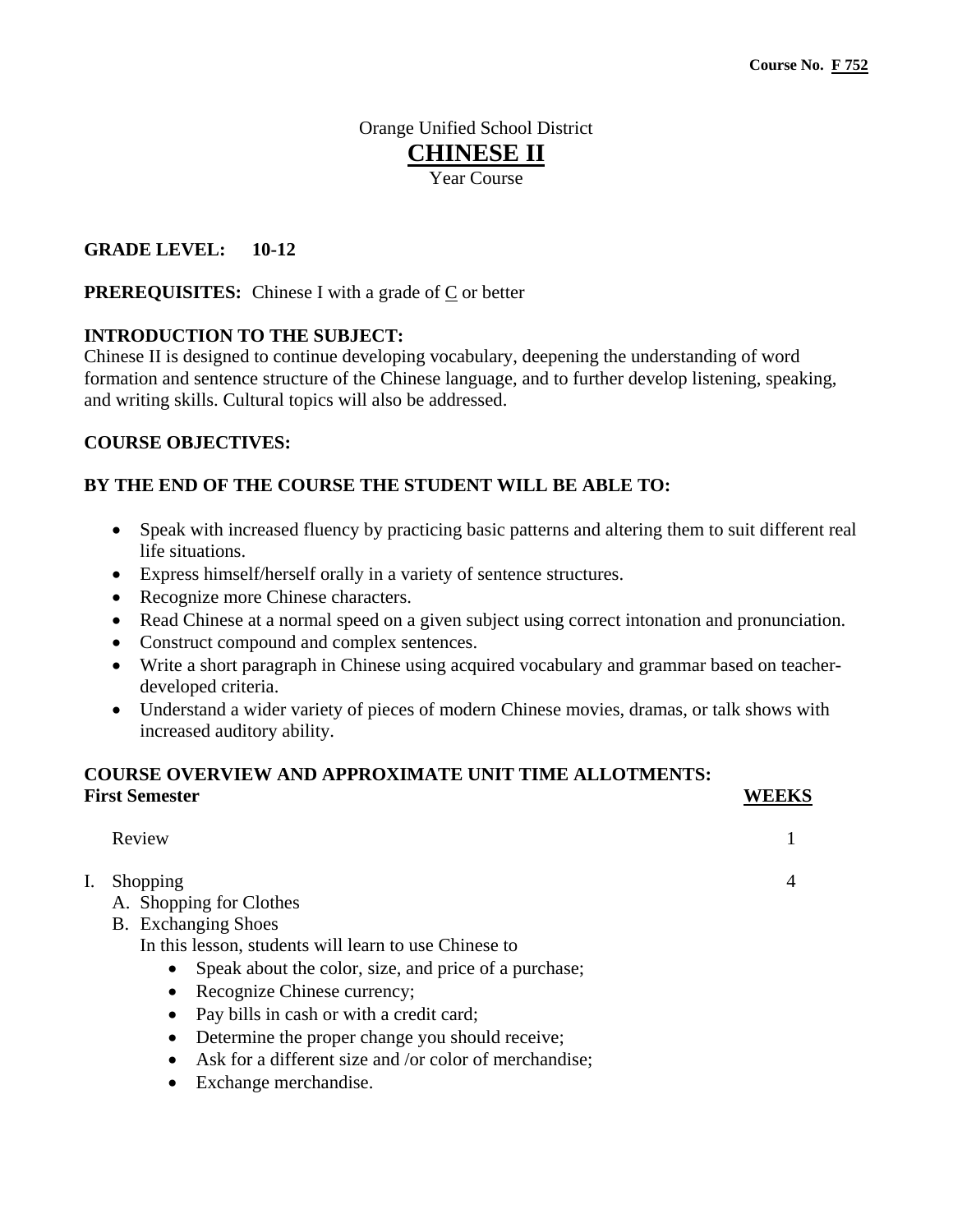**Course No. F 752**

Orange Unified School District

# CHINESE II

Year Course

**GRADE LEVEL: 10-12**

**PREREQUISITES:** Chinese I with a grade of C or better

**INTRODUCTION TO THE SUBJECT:**
Chinese II is designed to continue developing vocabulary, deepening the understanding of word formation and sentence structure of the Chinese language, and to further develop listening, speaking, and writing skills. Cultural topics will also be addressed.

**COURSE OBJECTIVES:**

**BY THE END OF THE COURSE THE STUDENT WILL BE ABLE TO:**

- Speak with increased fluency by practicing basic patterns and altering them to suit different real life situations.
- Express himself/herself orally in a variety of sentence structures.
- Recognize more Chinese characters.
- Read Chinese at a normal speed on a given subject using correct intonation and pronunciation.
- Construct compound and complex sentences.
- Write a short paragraph in Chinese using acquired vocabulary and grammar based on teacher-developed criteria.
- Understand a wider variety of pieces of modern Chinese movies, dramas, or talk shows with increased auditory ability.

**COURSE OVERVIEW AND APPROXIMATE UNIT TIME ALLOTMENTS:**

| **First Semester** | **WEEKS** |
|---|---|
| Review | 1 |
| I. Shopping | 4 |

I. Shopping
   A. Shopping for Clothes
   B. Exchanging Shoes
   In this lesson, students will learn to use Chinese to
   - Speak about the color, size, and price of a purchase;
   - Recognize Chinese currency;
   - Pay bills in cash or with a credit card;
   - Determine the proper change you should receive;
   - Ask for a different size and /or color of merchandise;
   - Exchange merchandise.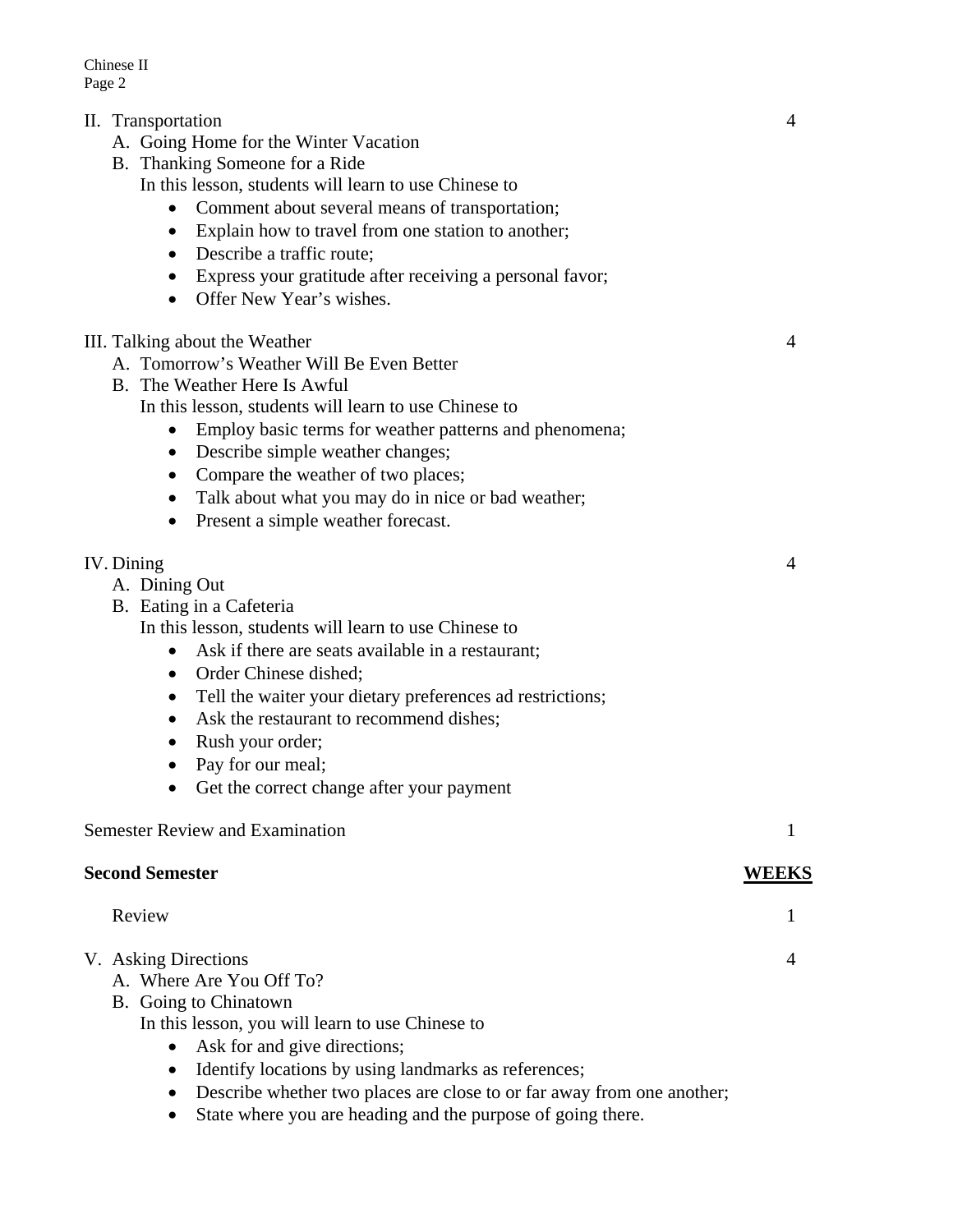| | |
|---|---|
| II. Transportation | 4 |

A. Going Home for the Winter Vacation
B. Thanking Someone for a Ride
In this lesson, students will learn to use Chinese to

- Comment about several means of transportation;
- Explain how to travel from one station to another;
- Describe a traffic route;
- Express your gratitude after receiving a personal favor;
- Offer New Year's wishes.

| | |
|---|---|
| III. Talking about the Weather | 4 |

A. Tomorrow's Weather Will Be Even Better
B. The Weather Here Is Awful
In this lesson, students will learn to use Chinese to

- Employ basic terms for weather patterns and phenomena;
- Describe simple weather changes;
- Compare the weather of two places;
- Talk about what you may do in nice or bad weather;
- Present a simple weather forecast.

| | |
|---|---|
| IV. Dining | 4 |

A. Dining Out
B. Eating in a Cafeteria
In this lesson, students will learn to use Chinese to

- Ask if there are seats available in a restaurant;
- Order Chinese dished;
- Tell the waiter your dietary preferences ad restrictions;
- Ask the restaurant to recommend dishes;
- Rush your order;
- Pay for our meal;
- Get the correct change after your payment

| | |
|---|---|
| Semester Review and Examination | 1 |

| **Second Semester** | **WEEKS** |
|---|---|
| Review | 1 |
| V. Asking Directions | 4 |

A. Where Are You Off To?
B. Going to Chinatown
In this lesson, you will learn to use Chinese to

- Ask for and give directions;
- Identify locations by using landmarks as references;
- Describe whether two places are close to or far away from one another;
- State where you are heading and the purpose of going there.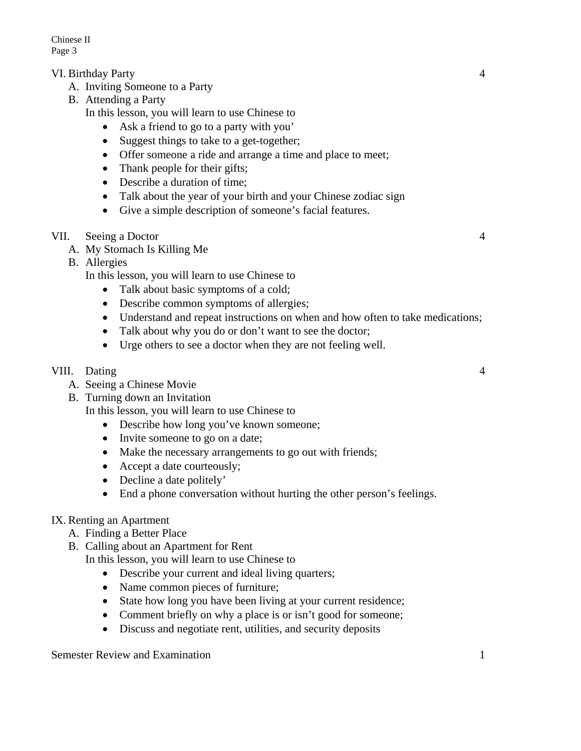VI. Birthday Party 4

A. Inviting Someone to a Party
B. Attending a Party

In this lesson, you will learn to use Chinese to

- Ask a friend to go to a party with you'
- Suggest things to take to a get-together;
- Offer someone a ride and arrange a time and place to meet;
- Thank people for their gifts;
- Describe a duration of time;
- Talk about the year of your birth and your Chinese zodiac sign
- Give a simple description of someone's facial features.

VII. Seeing a Doctor 4

A. My Stomach Is Killing Me
B. Allergies

In this lesson, you will learn to use Chinese to

- Talk about basic symptoms of a cold;
- Describe common symptoms of allergies;
- Understand and repeat instructions on when and how often to take medications;
- Talk about why you do or don't want to see the doctor;
- Urge others to see a doctor when they are not feeling well.

VIII. Dating 4

A. Seeing a Chinese Movie
B. Turning down an Invitation

In this lesson, you will learn to use Chinese to

- Describe how long you've known someone;
- Invite someone to go on a date;
- Make the necessary arrangements to go out with friends;
- Accept a date courteously;
- Decline a date politely'
- End a phone conversation without hurting the other person's feelings.

IX. Renting an Apartment

A. Finding a Better Place
B. Calling about an Apartment for Rent

In this lesson, you will learn to use Chinese to

- Describe your current and ideal living quarters;
- Name common pieces of furniture;
- State how long you have been living at your current residence;
- Comment briefly on why a place is or isn't good for someone;
- Discuss and negotiate rent, utilities, and security deposits

Semester Review and Examination 1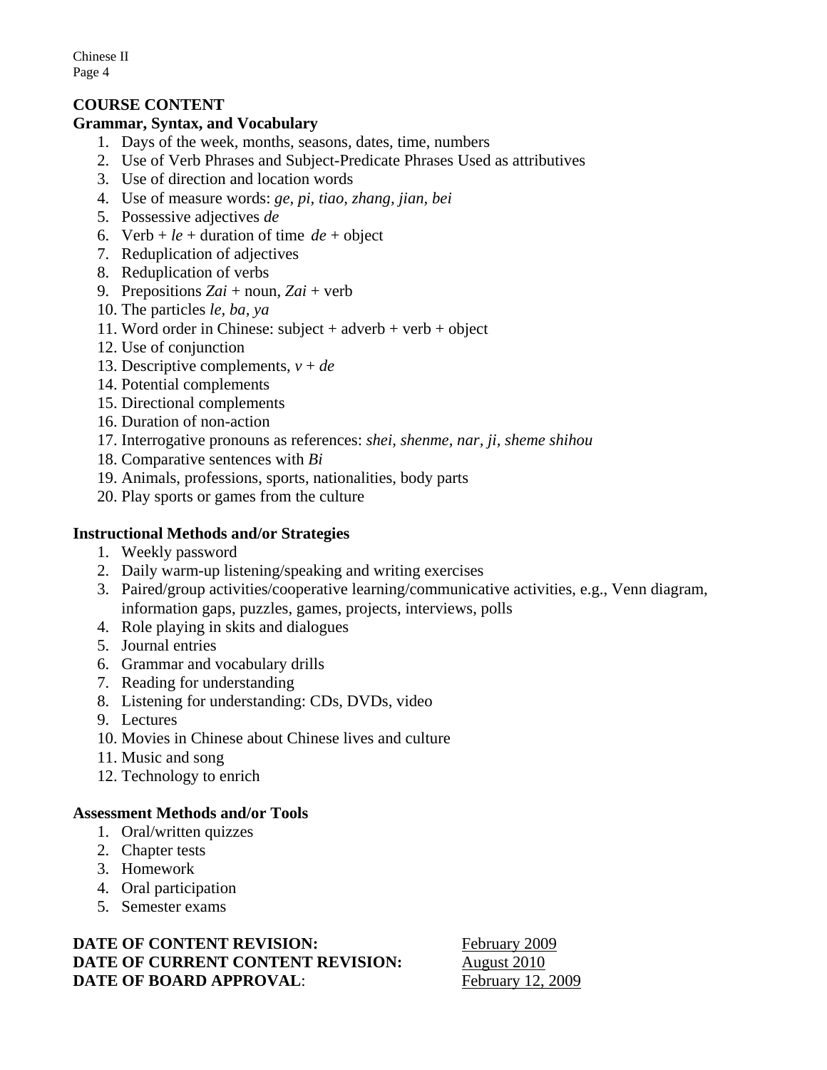**COURSE CONTENT**

**Grammar, Syntax, and Vocabulary**

1. Days of the week, months, seasons, dates, time, numbers
2. Use of Verb Phrases and Subject-Predicate Phrases Used as attributives
3. Use of direction and location words
4. Use of measure words: *ge, pi, tiao, zhang, jian, bei*
5. Possessive adjectives *de*
6. Verb + *le* + duration of time *de* + object
7. Reduplication of adjectives
8. Reduplication of verbs
9. Prepositions *Zai* + noun, *Zai* + verb
10. The particles *le, ba, ya*
11. Word order in Chinese: subject + adverb + verb + object
12. Use of conjunction
13. Descriptive complements, *v* + *de*
14. Potential complements
15. Directional complements
16. Duration of non-action
17. Interrogative pronouns as references: *shei, shenme, nar, ji, sheme shihou*
18. Comparative sentences with *Bi*
19. Animals, professions, sports, nationalities, body parts
20. Play sports or games from the culture

**Instructional Methods and/or Strategies**

1. Weekly password
2. Daily warm-up listening/speaking and writing exercises
3. Paired/group activities/cooperative learning/communicative activities, e.g., Venn diagram, information gaps, puzzles, games, projects, interviews, polls
4. Role playing in skits and dialogues
5. Journal entries
6. Grammar and vocabulary drills
7. Reading for understanding
8. Listening for understanding: CDs, DVDs, video
9. Lectures
10. Movies in Chinese about Chinese lives and culture
11. Music and song
12. Technology to enrich

**Assessment Methods and/or Tools**

1. Oral/written quizzes
2. Chapter tests
3. Homework
4. Oral participation
5. Semester exams

**DATE OF CONTENT REVISION:** February 2009
**DATE OF CURRENT CONTENT REVISION:** August 2010
**DATE OF BOARD APPROVAL**: February 12, 2009